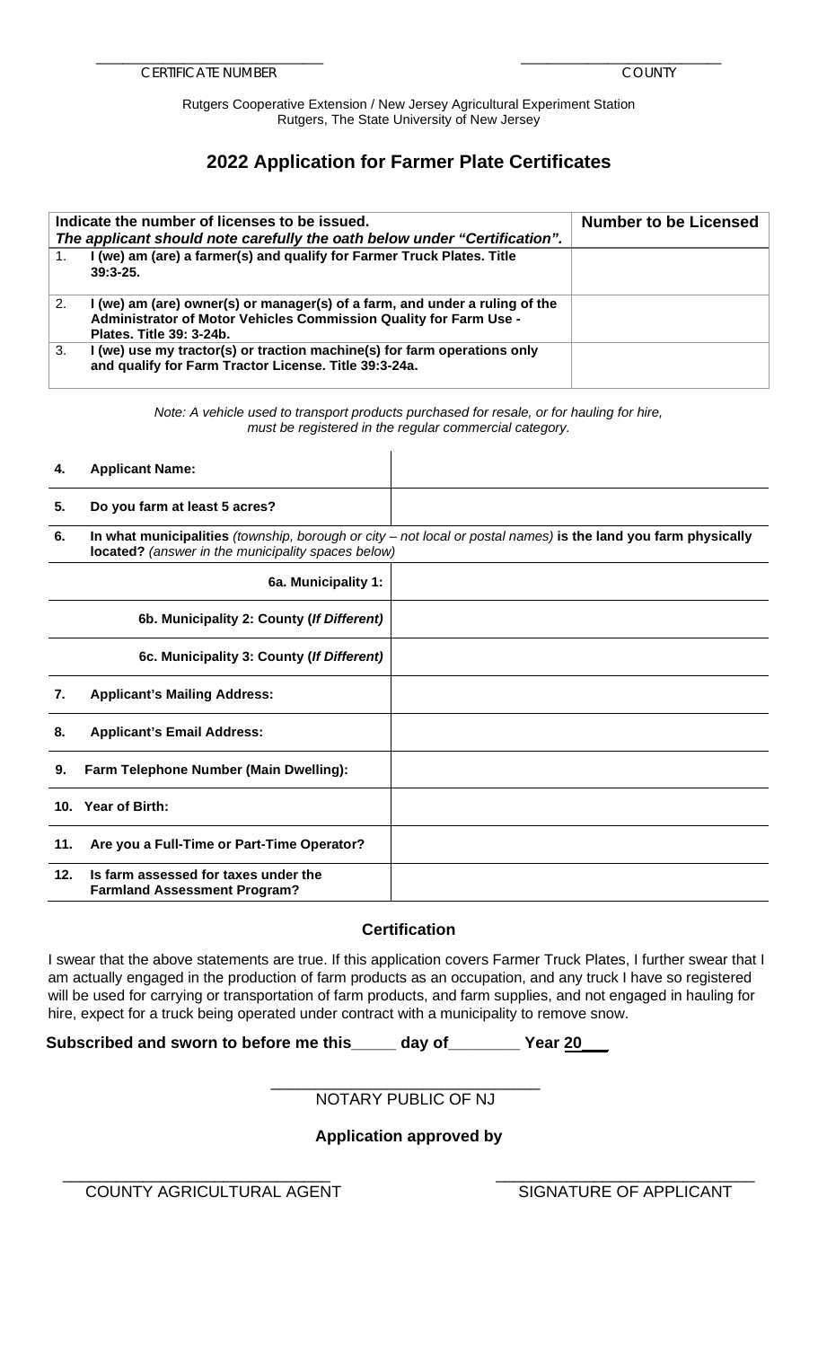\_\_\_\_\_\_\_\_\_\_\_\_\_\_\_\_\_\_\_\_\_\_\_\_\_\_\_\_\_\_\_\_
CERTIFICATE NUMBER

\_\_\_\_\_\_\_\_\_\_\_\_\_\_\_\_\_\_\_\_\_\_\_\_\_\_\_\_\_\_
COUNTY

Rutgers Cooperative Extension / New Jersey Agricultural Experiment Station
Rutgers, The State University of New Jersey

# 2022 Application for Farmer Plate Certificates

| **Indicate the number of licenses to be issued.** ***The applicant should note carefully the oath below under "Certification".*** | **Number to be Licensed** |
|---|---|
| 1. **I (we) am (are) a farmer(s) and qualify for Farmer Truck Plates. Title 39:3-25.** | |
| 2. **I (we) am (are) owner(s) or manager(s) of a farm, and under a ruling of the Administrator of Motor Vehicles Commission Quality for Farm Use - Plates. Title 39: 3-24b.** | |
| 3. **I (we) use my tractor(s) or traction machine(s) for farm operations only and qualify for Farm Tractor License. Title 39:3-24a.** | |

*Note: A vehicle used to transport products purchased for resale, or for hauling for hire, must be registered in the regular commercial category.*

| | |
|---|---|
| **4. Applicant Name:** | |
| **5. Do you farm at least 5 acres?** | |
| **6. In what municipalities** *(township, borough or city – not local or postal names)* **is the land you farm physically located?** *(answer in the municipality spaces below)* | |
| **6a. Municipality 1:** | |
| **6b. Municipality 2: County (*If Different*)** | |
| **6c. Municipality 3: County (*If Different*)** | |
| **7. Applicant's Mailing Address:** | |
| **8. Applicant's Email Address:** | |
| **9. Farm Telephone Number (Main Dwelling):** | |
| **10. Year of Birth:** | |
| **11. Are you a Full-Time or Part-Time Operator?** | |
| **12. Is farm assessed for taxes under the Farmland Assessment Program?** | |

## Certification

I swear that the above statements are true. If this application covers Farmer Truck Plates, I further swear that I am actually engaged in the production of farm products as an occupation, and any truck I have so registered will be used for carrying or transportation of farm products, and farm supplies, and not engaged in hauling for hire, expect for a truck being operated under contract with a municipality to remove snow.

**Subscribed and sworn to before me this\_\_\_\_\_ day of\_\_\_\_\_\_\_\_ Year 20\_\_\_**

\_\_\_\_\_\_\_\_\_\_\_\_\_\_\_\_\_\_\_\_\_\_\_\_\_\_\_\_\_\_\_\_
NOTARY PUBLIC OF NJ

**Application approved by**

\_\_\_\_\_\_\_\_\_\_\_\_\_\_\_\_\_\_\_\_\_\_\_\_\_\_\_\_\_\_\_\_
COUNTY AGRICULTURAL AGENT

\_\_\_\_\_\_\_\_\_\_\_\_\_\_\_\_\_\_\_\_\_\_\_\_\_\_\_\_\_\_\_\_
SIGNATURE OF APPLICANT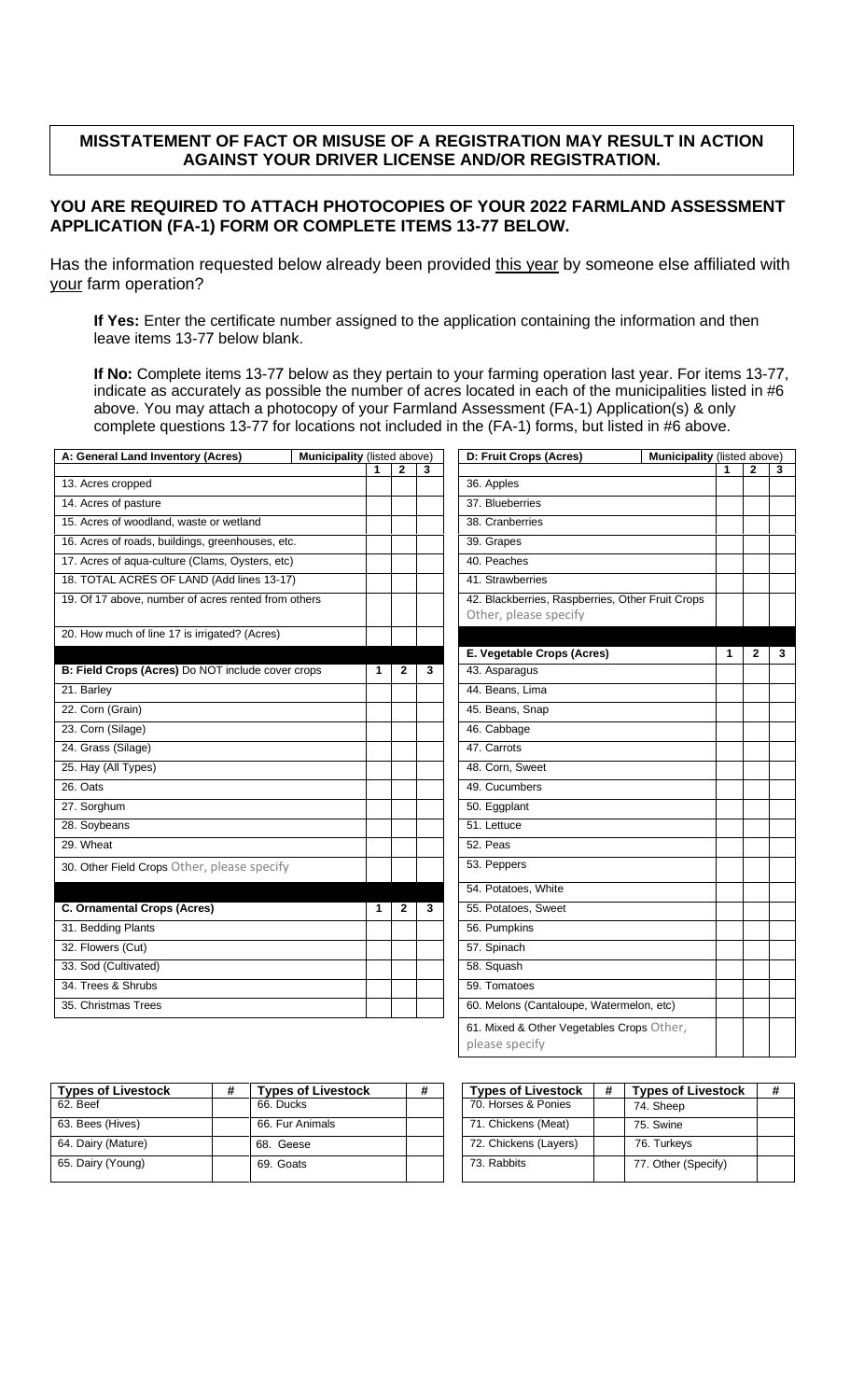**MISSTATEMENT OF FACT OR MISUSE OF A REGISTRATION MAY RESULT IN ACTION AGAINST YOUR DRIVER LICENSE AND/OR REGISTRATION.**

**YOU ARE REQUIRED TO ATTACH PHOTOCOPIES OF YOUR 2022 FARMLAND ASSESSMENT APPLICATION (FA-1) FORM OR COMPLETE ITEMS 13-77 BELOW.**

Has the information requested below already been provided this year by someone else affiliated with your farm operation?

**If Yes:** Enter the certificate number assigned to the application containing the information and then leave items 13-77 below blank.

**If No:** Complete items 13-77 below as they pertain to your farming operation last year. For items 13-77, indicate as accurately as possible the number of acres located in each of the municipalities listed in #6 above. You may attach a photocopy of your Farmland Assessment (FA-1) Application(s) & only complete questions 13-77 for locations not included in the (FA-1) forms, but listed in #6 above.

| A: General Land Inventory (Acres) — Municipality (listed above) | 1 | 2 | 3 |
|---|---|---|---|
| 13. Acres cropped | | | |
| 14. Acres of pasture | | | |
| 15. Acres of woodland, waste or wetland | | | |
| 16. Acres of roads, buildings, greenhouses, etc. | | | |
| 17. Acres of aqua-culture (Clams, Oysters, etc) | | | |
| 18. TOTAL ACRES OF LAND (Add lines 13-17) | | | |
| 19. Of 17 above, number of acres rented from others | | | |
| 20. How much of line 17 is irrigated? (Acres) | | | |

| B: Field Crops (Acres) Do NOT include cover crops | 1 | 2 | 3 |
|---|---|---|---|
| 21. Barley | | | |
| 22. Corn (Grain) | | | |
| 23. Corn (Silage) | | | |
| 24. Grass (Silage) | | | |
| 25. Hay (All Types) | | | |
| 26. Oats | | | |
| 27. Sorghum | | | |
| 28. Soybeans | | | |
| 29. Wheat | | | |
| 30. Other Field Crops Other, please specify | | | |

| C. Ornamental Crops (Acres) | 1 | 2 | 3 |
|---|---|---|---|
| 31. Bedding Plants | | | |
| 32. Flowers (Cut) | | | |
| 33. Sod (Cultivated) | | | |
| 34. Trees & Shrubs | | | |
| 35. Christmas Trees | | | |

| D: Fruit Crops (Acres) — Municipality (listed above) | 1 | 2 | 3 |
|---|---|---|---|
| 36. Apples | | | |
| 37. Blueberries | | | |
| 38. Cranberries | | | |
| 39. Grapes | | | |
| 40. Peaches | | | |
| 41. Strawberries | | | |
| 42. Blackberries, Raspberries, Other Fruit Crops Other, please specify | | | |

| E. Vegetable Crops (Acres) | 1 | 2 | 3 |
|---|---|---|---|
| 43. Asparagus | | | |
| 44. Beans, Lima | | | |
| 45. Beans, Snap | | | |
| 46. Cabbage | | | |
| 47. Carrots | | | |
| 48. Corn, Sweet | | | |
| 49. Cucumbers | | | |
| 50. Eggplant | | | |
| 51. Lettuce | | | |
| 52. Peas | | | |
| 53. Peppers | | | |
| 54. Potatoes, White | | | |
| 55. Potatoes, Sweet | | | |
| 56. Pumpkins | | | |
| 57. Spinach | | | |
| 58. Squash | | | |
| 59. Tomatoes | | | |
| 60. Melons (Cantaloupe, Watermelon, etc) | | | |
| 61. Mixed & Other Vegetables Crops Other, please specify | | | |

| Types of Livestock | # | Types of Livestock | # | Types of Livestock | # | Types of Livestock | # |
|---|---|---|---|---|---|---|---|
| 62. Beef | | 66. Ducks | | 70. Horses & Ponies | | 74. Sheep | |
| 63. Bees (Hives) | | 66. Fur Animals | | 71. Chickens (Meat) | | 75. Swine | |
| 64. Dairy (Mature) | | 68. Geese | | 72. Chickens (Layers) | | 76. Turkeys | |
| 65. Dairy (Young) | | 69. Goats | | 73. Rabbits | | 77. Other (Specify) | |